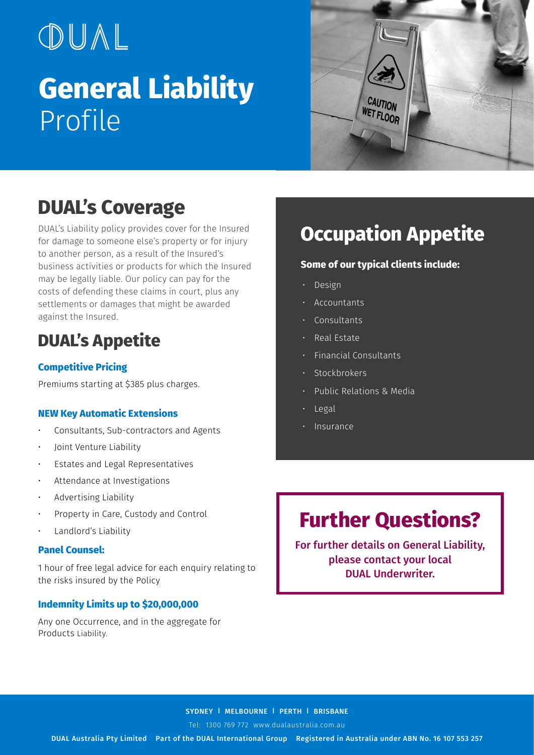DUAL

# General Liability Profile

## DUAL's Coverage

DUAL's Liability policy provides cover for the Insured for damage to someone else's property or for injury to another person, as a result of the Insured's business activities or products for which the Insured may be legally liable. Our policy can pay for the costs of defending these claims in court, plus any settlements or damages that might be awarded against the Insured.

## DUAL's Appetite

### Competitive Pricing

Premiums starting at $385 plus charges.

### NEW Key Automatic Extensions

- Consultants, Sub-contractors and Agents
- Joint Venture Liability
- Estates and Legal Representatives
- Attendance at Investigations
- Advertising Liability
- Property in Care, Custody and Control
- Landlord's Liability

### Panel Counsel:

1 hour of free legal advice for each enquiry relating to the risks insured by the Policy

### Indemnity Limits up to $20,000,000

Any one Occurrence, and in the aggregate for Products Liability.

## Occupation Appetite

**Some of our typical clients include:**

- Design
- Accountants
- Consultants
- Real Estate
- Financial Consultants
- Stockbrokers
- Public Relations & Media
- Legal
- Insurance

## Further Questions?

**For further details on General Liability, please contact your local DUAL Underwriter.**

**SYDNEY | MELBOURNE | PERTH | BRISBANE**

Tel: 1300 769 772 www.dualaustralia.com.au

**DUAL Australia Pty Limited Part of the DUAL International Group Registered in Australia under ABN No. 16 107 553 257**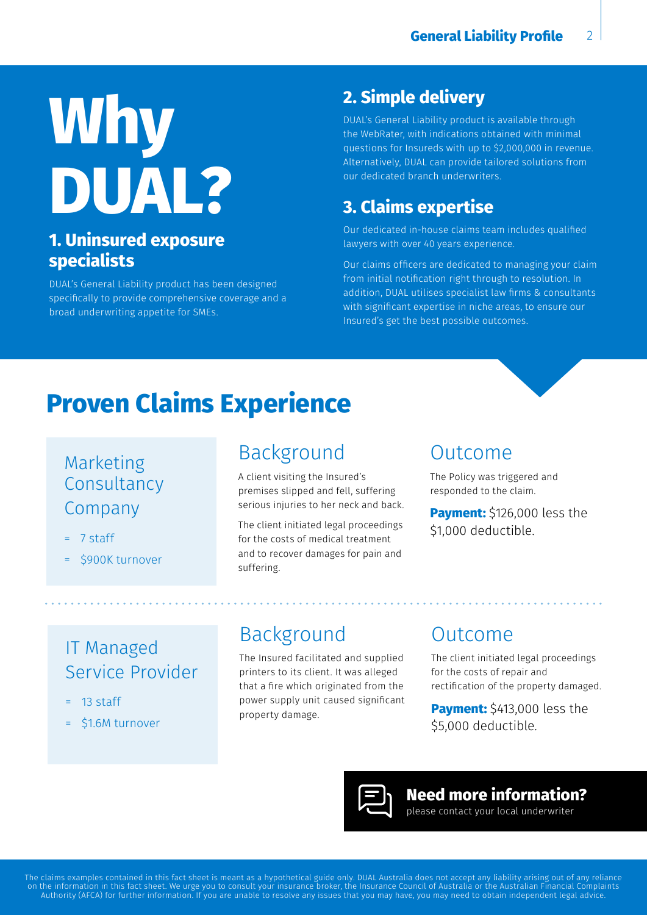# Why DUAL?

## 1. Uninsured exposure specialists

DUAL's General Liability product has been designed specifically to provide comprehensive coverage and a broad underwriting appetite for SMEs.

## 2. Simple delivery

DUAL's General Liability product is available through the WebRater, with indications obtained with minimal questions for Insureds with up to $2,000,000 in revenue. Alternatively, DUAL can provide tailored solutions from our dedicated branch underwriters.

## 3. Claims expertise

Our dedicated in-house claims team includes qualified lawyers with over 40 years experience.

Our claims officers are dedicated to managing your claim from initial notification right through to resolution. In addition, DUAL utilises specialist law firms & consultants with significant expertise in niche areas, to ensure our Insured's get the best possible outcomes.

# Proven Claims Experience

### Marketing Consultancy Company

- 7 staff
- $900K turnover

### Background

A client visiting the Insured's premises slipped and fell, suffering serious injuries to her neck and back.

The client initiated legal proceedings for the costs of medical treatment and to recover damages for pain and suffering.

### Outcome

The Policy was triggered and responded to the claim.

**Payment:** $126,000 less the $1,000 deductible.

---

### IT Managed Service Provider

- 13 staff
- $1.6M turnover

### Background

The Insured facilitated and supplied printers to its client. It was alleged that a fire which originated from the power supply unit caused significant property damage.

### Outcome

The client initiated legal proceedings for the costs of repair and rectification of the property damaged.

**Payment:** $413,000 less the $5,000 deductible.

**Need more information?**
please contact your local underwriter

The claims examples contained in this fact sheet is meant as a hypothetical guide only. DUAL Australia does not accept any liability arising out of any reliance on the information in this fact sheet. We urge you to consult your insurance broker, the Insurance Council of Australia or the Australian Financial Complaints Authority (AFCA) for further information. If you are unable to resolve any issues that you may have, you may need to obtain independent legal advice.